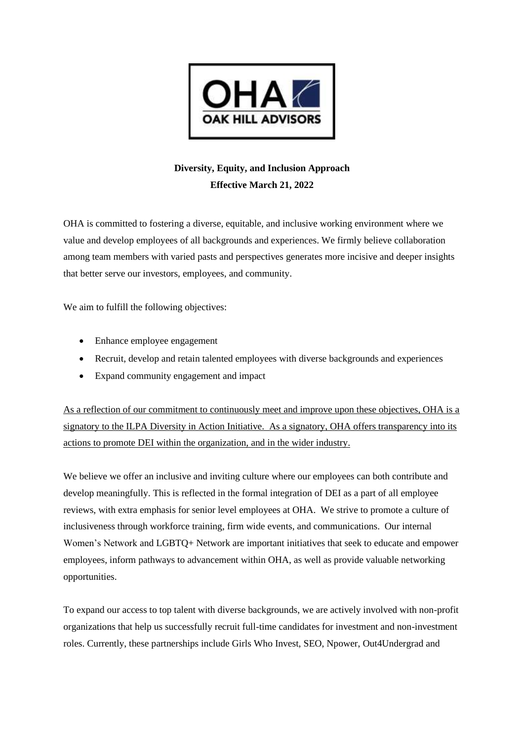**Diversity, Equity, and Inclusion Approach**

**Effective March 21, 2022**

OHA is committed to fostering a diverse, equitable, and inclusive working environment where we value and develop employees of all backgrounds and experiences. We firmly believe collaboration among team members with varied pasts and perspectives generates more incisive and deeper insights that better serve our investors, employees, and community.

We aim to fulfill the following objectives:

- Enhance employee engagement
- Recruit, develop and retain talented employees with diverse backgrounds and experiences
- Expand community engagement and impact

As a reflection of our commitment to continuously meet and improve upon these objectives, OHA is a signatory to the ILPA Diversity in Action Initiative. As a signatory, OHA offers transparency into its actions to promote DEI within the organization, and in the wider industry.

We believe we offer an inclusive and inviting culture where our employees can both contribute and develop meaningfully. This is reflected in the formal integration of DEI as a part of all employee reviews, with extra emphasis for senior level employees at OHA. We strive to promote a culture of inclusiveness through workforce training, firm wide events, and communications. Our internal Women's Network and LGBTQ+ Network are important initiatives that seek to educate and empower employees, inform pathways to advancement within OHA, as well as provide valuable networking opportunities.

To expand our access to top talent with diverse backgrounds, we are actively involved with non-profit organizations that help us successfully recruit full-time candidates for investment and non-investment roles. Currently, these partnerships include Girls Who Invest, SEO, Npower, Out4Undergrad and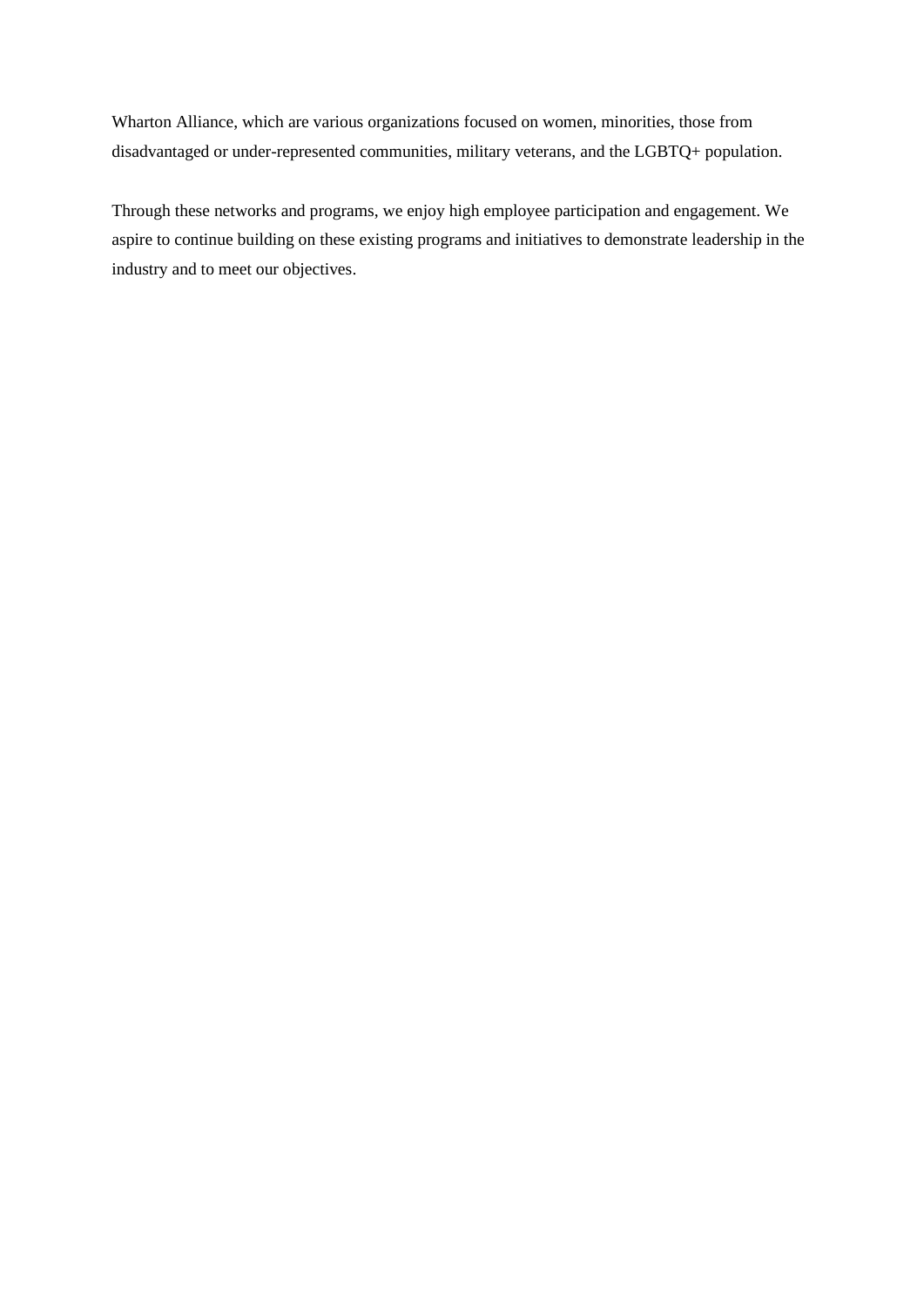Wharton Alliance, which are various organizations focused on women, minorities, those from disadvantaged or under-represented communities, military veterans, and the LGBTQ+ population.

Through these networks and programs, we enjoy high employee participation and engagement. We aspire to continue building on these existing programs and initiatives to demonstrate leadership in the industry and to meet our objectives.